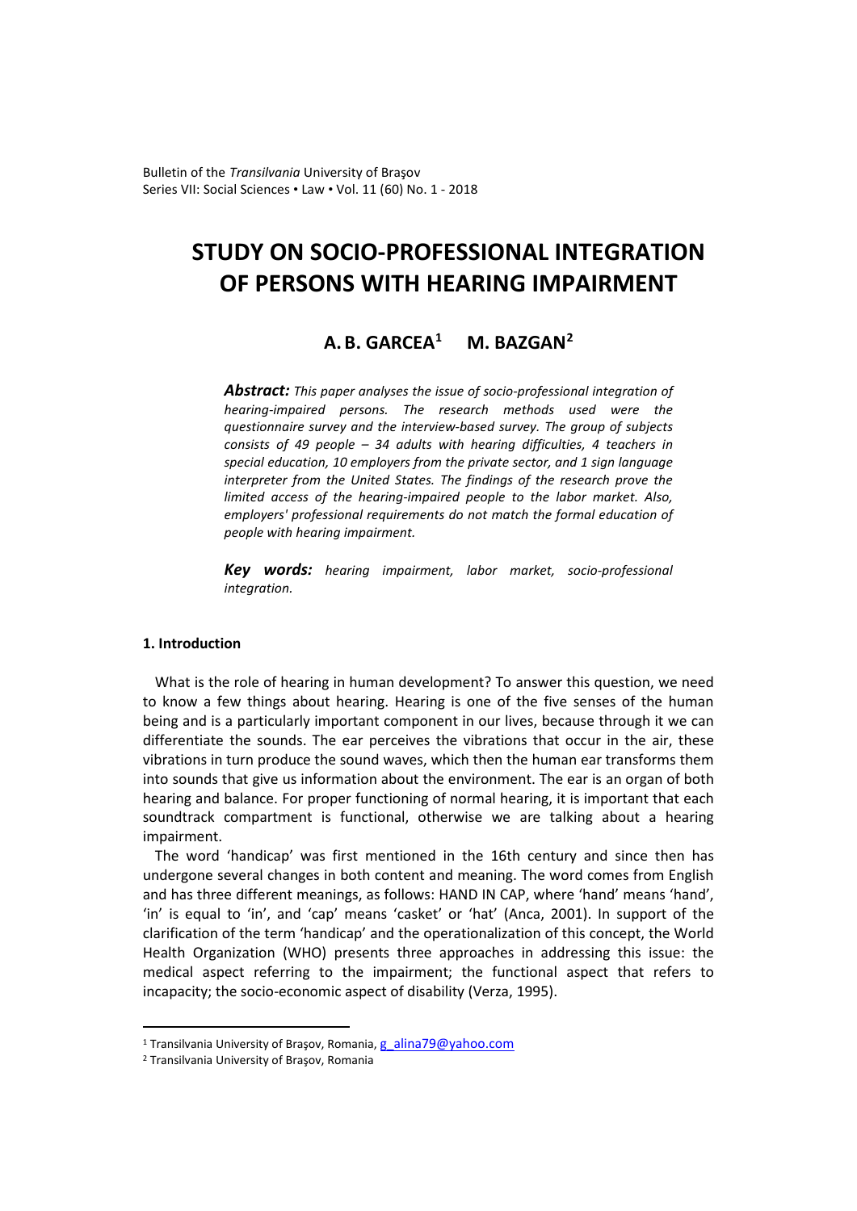# STUDY ON SOCIO-PROFESSIONAL INTEGRATION OF PERSONS WITH HEARING IMPAIRMENT

## A. B. GARCEA[1] M. BAZGAN[2]

***Abstract:*** *This paper analyses the issue of socio-professional integration of hearing-impaired persons. The research methods used were the questionnaire survey and the interview-based survey. The group of subjects consists of 49 people – 34 adults with hearing difficulties, 4 teachers in special education, 10 employers from the private sector, and 1 sign language interpreter from the United States. The findings of the research prove the limited access of the hearing-impaired people to the labor market. Also, employers' professional requirements do not match the formal education of people with hearing impairment.*

***Key words:*** *hearing impairment, labor market, socio-professional integration.*

### 1. Introduction

What is the role of hearing in human development? To answer this question, we need to know a few things about hearing. Hearing is one of the five senses of the human being and is a particularly important component in our lives, because through it we can differentiate the sounds. The ear perceives the vibrations that occur in the air, these vibrations in turn produce the sound waves, which then the human ear transforms them into sounds that give us information about the environment. The ear is an organ of both hearing and balance. For proper functioning of normal hearing, it is important that each soundtrack compartment is functional, otherwise we are talking about a hearing impairment.

The word 'handicap' was first mentioned in the 16th century and since then has undergone several changes in both content and meaning. The word comes from English and has three different meanings, as follows: HAND IN CAP, where 'hand' means 'hand', 'in' is equal to 'in', and 'cap' means 'casket' or 'hat' (Anca, 2001). In support of the clarification of the term 'handicap' and the operationalization of this concept, the World Health Organization (WHO) presents three approaches in addressing this issue: the medical aspect referring to the impairment; the functional aspect that refers to incapacity; the socio-economic aspect of disability (Verza, 1995).

---

[1] Transilvania University of Braşov, Romania, g_alina79@yahoo.com

[2] Transilvania University of Braşov, Romania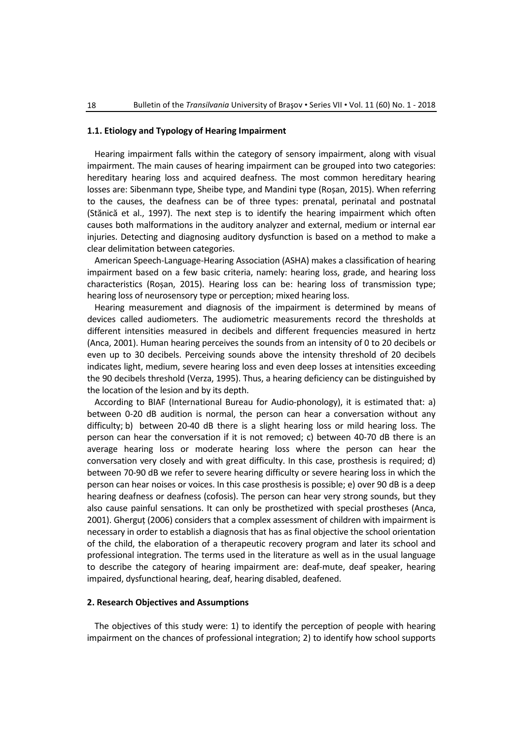### 1.1. Etiology and Typology of Hearing Impairment

Hearing impairment falls within the category of sensory impairment, along with visual impairment. The main causes of hearing impairment can be grouped into two categories: hereditary hearing loss and acquired deafness. The most common hereditary hearing losses are: Sibenmann type, Sheibe type, and Mandini type (Roșan, 2015). When referring to the causes, the deafness can be of three types: prenatal, perinatal and postnatal (Stănică et al., 1997). The next step is to identify the hearing impairment which often causes both malformations in the auditory analyzer and external, medium or internal ear injuries. Detecting and diagnosing auditory dysfunction is based on a method to make a clear delimitation between categories.

American Speech-Language-Hearing Association (ASHA) makes a classification of hearing impairment based on a few basic criteria, namely: hearing loss, grade, and hearing loss characteristics (Roșan, 2015). Hearing loss can be: hearing loss of transmission type; hearing loss of neurosensory type or perception; mixed hearing loss.

Hearing measurement and diagnosis of the impairment is determined by means of devices called audiometers. The audiometric measurements record the thresholds at different intensities measured in decibels and different frequencies measured in hertz (Anca, 2001). Human hearing perceives the sounds from an intensity of 0 to 20 decibels or even up to 30 decibels. Perceiving sounds above the intensity threshold of 20 decibels indicates light, medium, severe hearing loss and even deep losses at intensities exceeding the 90 decibels threshold (Verza, 1995). Thus, a hearing deficiency can be distinguished by the location of the lesion and by its depth.

According to BIAF (International Bureau for Audio-phonology), it is estimated that: a) between 0-20 dB audition is normal, the person can hear a conversation without any difficulty; b) between 20-40 dB there is a slight hearing loss or mild hearing loss. The person can hear the conversation if it is not removed; c) between 40-70 dB there is an average hearing loss or moderate hearing loss where the person can hear the conversation very closely and with great difficulty. In this case, prosthesis is required; d) between 70-90 dB we refer to severe hearing difficulty or severe hearing loss in which the person can hear noises or voices. In this case prosthesis is possible; e) over 90 dB is a deep hearing deafness or deafness (cofosis). The person can hear very strong sounds, but they also cause painful sensations. It can only be prosthetized with special prostheses (Anca, 2001). Gherguț (2006) considers that a complex assessment of children with impairment is necessary in order to establish a diagnosis that has as final objective the school orientation of the child, the elaboration of a therapeutic recovery program and later its school and professional integration. The terms used in the literature as well as in the usual language to describe the category of hearing impairment are: deaf-mute, deaf speaker, hearing impaired, dysfunctional hearing, deaf, hearing disabled, deafened.

## 2. Research Objectives and Assumptions

The objectives of this study were: 1) to identify the perception of people with hearing impairment on the chances of professional integration; 2) to identify how school supports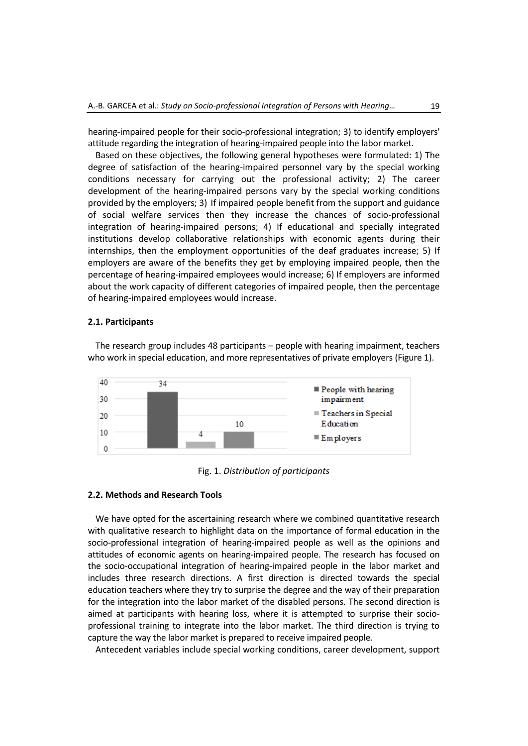hearing-impaired people for their socio-professional integration; 3) to identify employers' attitude regarding the integration of hearing-impaired people into the labor market.

Based on these objectives, the following general hypotheses were formulated: 1) The degree of satisfaction of the hearing-impaired personnel vary by the special working conditions necessary for carrying out the professional activity; 2) The career development of the hearing-impaired persons vary by the special working conditions provided by the employers; 3) If impaired people benefit from the support and guidance of social welfare services then they increase the chances of socio-professional integration of hearing-impaired persons; 4) If educational and specially integrated institutions develop collaborative relationships with economic agents during their internships, then the employment opportunities of the deaf graduates increase; 5) If employers are aware of the benefits they get by employing impaired people, then the percentage of hearing-impaired employees would increase; 6) If employers are informed about the work capacity of different categories of impaired people, then the percentage of hearing-impaired employees would increase.

### 2.1. Participants

The research group includes 48 participants – people with hearing impairment, teachers who work in special education, and more representatives of private employers (Figure 1).

| Category | Number |
| --- | --- |
| People with hearing impairment | 34 |
| Teachers in Special Education | 4 |
| Employers | 10 |

Fig. 1. *Distribution of participants*

### 2.2. Methods and Research Tools

We have opted for the ascertaining research where we combined quantitative research with qualitative research to highlight data on the importance of formal education in the socio-professional integration of hearing-impaired people as well as the opinions and attitudes of economic agents on hearing-impaired people. The research has focused on the socio-occupational integration of hearing-impaired people in the labor market and includes three research directions. A first direction is directed towards the special education teachers where they try to surprise the degree and the way of their preparation for the integration into the labor market of the disabled persons. The second direction is aimed at participants with hearing loss, where it is attempted to surprise their socio-professional training to integrate into the labor market. The third direction is trying to capture the way the labor market is prepared to receive impaired people.

Antecedent variables include special working conditions, career development, support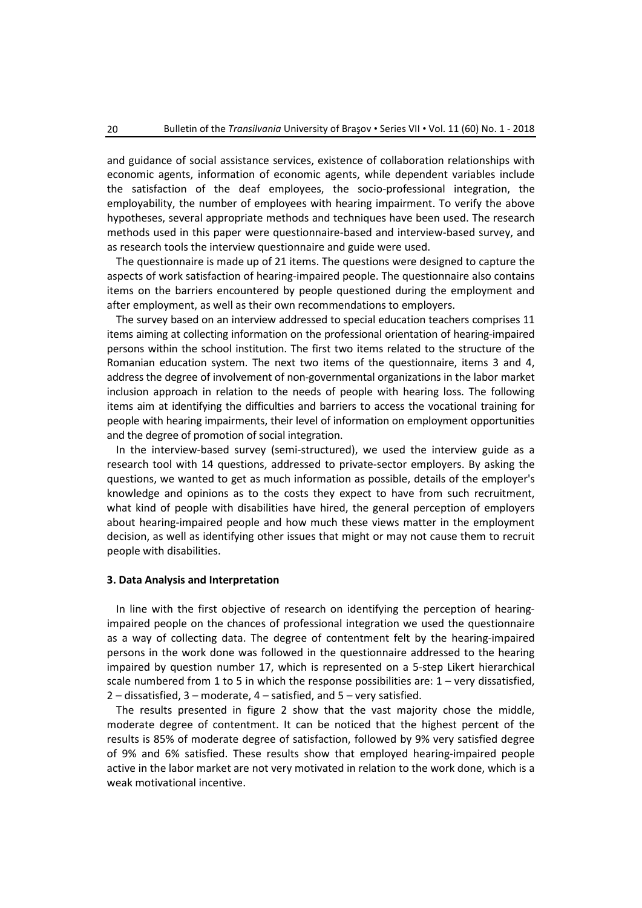and guidance of social assistance services, existence of collaboration relationships with economic agents, information of economic agents, while dependent variables include the satisfaction of the deaf employees, the socio-professional integration, the employability, the number of employees with hearing impairment. To verify the above hypotheses, several appropriate methods and techniques have been used. The research methods used in this paper were questionnaire-based and interview-based survey, and as research tools the interview questionnaire and guide were used.

The questionnaire is made up of 21 items. The questions were designed to capture the aspects of work satisfaction of hearing-impaired people. The questionnaire also contains items on the barriers encountered by people questioned during the employment and after employment, as well as their own recommendations to employers.

The survey based on an interview addressed to special education teachers comprises 11 items aiming at collecting information on the professional orientation of hearing-impaired persons within the school institution. The first two items related to the structure of the Romanian education system. The next two items of the questionnaire, items 3 and 4, address the degree of involvement of non-governmental organizations in the labor market inclusion approach in relation to the needs of people with hearing loss. The following items aim at identifying the difficulties and barriers to access the vocational training for people with hearing impairments, their level of information on employment opportunities and the degree of promotion of social integration.

In the interview-based survey (semi-structured), we used the interview guide as a research tool with 14 questions, addressed to private-sector employers. By asking the questions, we wanted to get as much information as possible, details of the employer's knowledge and opinions as to the costs they expect to have from such recruitment, what kind of people with disabilities have hired, the general perception of employers about hearing-impaired people and how much these views matter in the employment decision, as well as identifying other issues that might or may not cause them to recruit people with disabilities.

## 3. Data Analysis and Interpretation

In line with the first objective of research on identifying the perception of hearing-impaired people on the chances of professional integration we used the questionnaire as a way of collecting data. The degree of contentment felt by the hearing-impaired persons in the work done was followed in the questionnaire addressed to the hearing impaired by question number 17, which is represented on a 5-step Likert hierarchical scale numbered from 1 to 5 in which the response possibilities are: 1 – very dissatisfied, 2 – dissatisfied, 3 – moderate, 4 – satisfied, and 5 – very satisfied.

The results presented in figure 2 show that the vast majority chose the middle, moderate degree of contentment. It can be noticed that the highest percent of the results is 85% of moderate degree of satisfaction, followed by 9% very satisfied degree of 9% and 6% satisfied. These results show that employed hearing-impaired people active in the labor market are not very motivated in relation to the work done, which is a weak motivational incentive.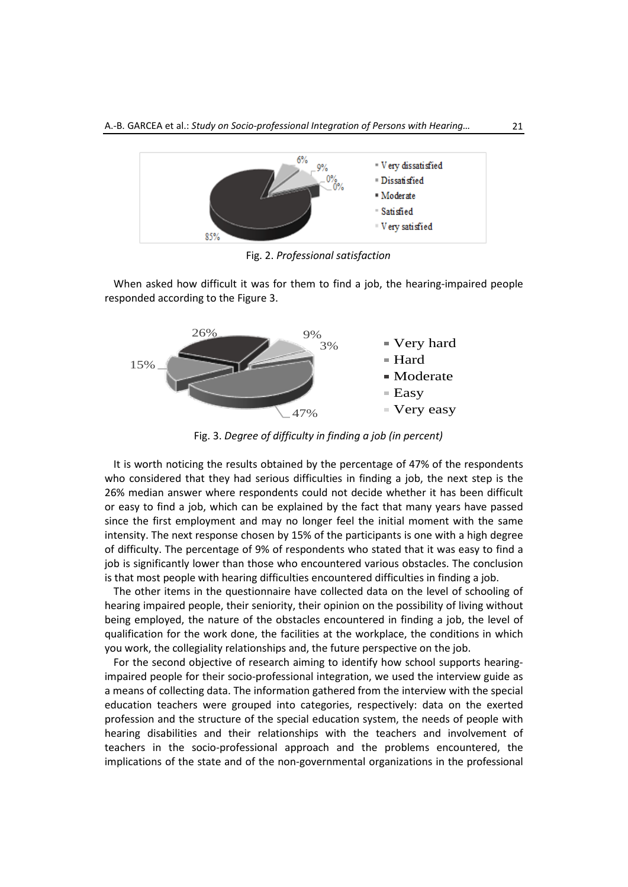Fig. 2. *Professional satisfaction*

When asked how difficult it was for them to find a job, the hearing-impaired people responded according to the Figure 3.

Fig. 3. *Degree of difficulty in finding a job (in percent)*

It is worth noticing the results obtained by the percentage of 47% of the respondents who considered that they had serious difficulties in finding a job, the next step is the 26% median answer where respondents could not decide whether it has been difficult or easy to find a job, which can be explained by the fact that many years have passed since the first employment and may no longer feel the initial moment with the same intensity. The next response chosen by 15% of the participants is one with a high degree of difficulty. The percentage of 9% of respondents who stated that it was easy to find a job is significantly lower than those who encountered various obstacles. The conclusion is that most people with hearing difficulties encountered difficulties in finding a job.

The other items in the questionnaire have collected data on the level of schooling of hearing impaired people, their seniority, their opinion on the possibility of living without being employed, the nature of the obstacles encountered in finding a job, the level of qualification for the work done, the facilities at the workplace, the conditions in which you work, the collegiality relationships and, the future perspective on the job.

For the second objective of research aiming to identify how school supports hearing-impaired people for their socio-professional integration, we used the interview guide as a means of collecting data. The information gathered from the interview with the special education teachers were grouped into categories, respectively: data on the exerted profession and the structure of the special education system, the needs of people with hearing disabilities and their relationships with the teachers and involvement of teachers in the socio-professional approach and the problems encountered, the implications of the state and of the non-governmental organizations in the professional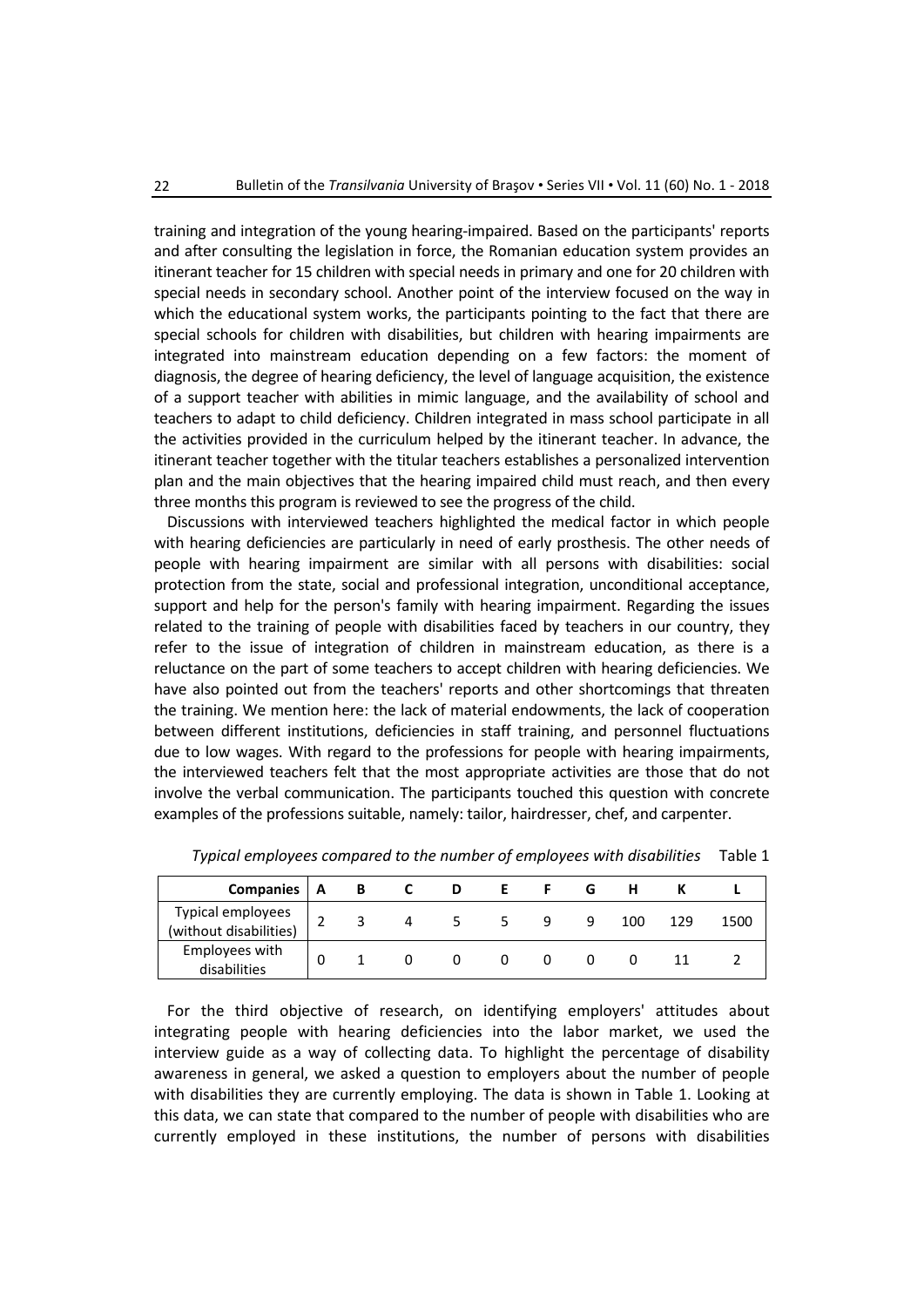training and integration of the young hearing-impaired. Based on the participants' reports and after consulting the legislation in force, the Romanian education system provides an itinerant teacher for 15 children with special needs in primary and one for 20 children with special needs in secondary school. Another point of the interview focused on the way in which the educational system works, the participants pointing to the fact that there are special schools for children with disabilities, but children with hearing impairments are integrated into mainstream education depending on a few factors: the moment of diagnosis, the degree of hearing deficiency, the level of language acquisition, the existence of a support teacher with abilities in mimic language, and the availability of school and teachers to adapt to child deficiency. Children integrated in mass school participate in all the activities provided in the curriculum helped by the itinerant teacher. In advance, the itinerant teacher together with the titular teachers establishes a personalized intervention plan and the main objectives that the hearing impaired child must reach, and then every three months this program is reviewed to see the progress of the child.

Discussions with interviewed teachers highlighted the medical factor in which people with hearing deficiencies are particularly in need of early prosthesis. The other needs of people with hearing impairment are similar with all persons with disabilities: social protection from the state, social and professional integration, unconditional acceptance, support and help for the person's family with hearing impairment. Regarding the issues related to the training of people with disabilities faced by teachers in our country, they refer to the issue of integration of children in mainstream education, as there is a reluctance on the part of some teachers to accept children with hearing deficiencies. We have also pointed out from the teachers' reports and other shortcomings that threaten the training. We mention here: the lack of material endowments, the lack of cooperation between different institutions, deficiencies in staff training, and personnel fluctuations due to low wages. With regard to the professions for people with hearing impairments, the interviewed teachers felt that the most appropriate activities are those that do not involve the verbal communication. The participants touched this question with concrete examples of the professions suitable, namely: tailor, hairdresser, chef, and carpenter.

*Typical employees compared to the number of employees with disabilities* Table 1

| Companies | A | B | C | D | E | F | G | H | K | L |
|---|---|---|---|---|---|---|---|---|---|---|
| Typical employees (without disabilities) | 2 | 3 | 4 | 5 | 5 | 9 | 9 | 100 | 129 | 1500 |
| Employees with disabilities | 0 | 1 | 0 | 0 | 0 | 0 | 0 | 0 | 11 | 2 |

For the third objective of research, on identifying employers' attitudes about integrating people with hearing deficiencies into the labor market, we used the interview guide as a way of collecting data. To highlight the percentage of disability awareness in general, we asked a question to employers about the number of people with disabilities they are currently employing. The data is shown in Table 1. Looking at this data, we can state that compared to the number of people with disabilities who are currently employed in these institutions, the number of persons with disabilities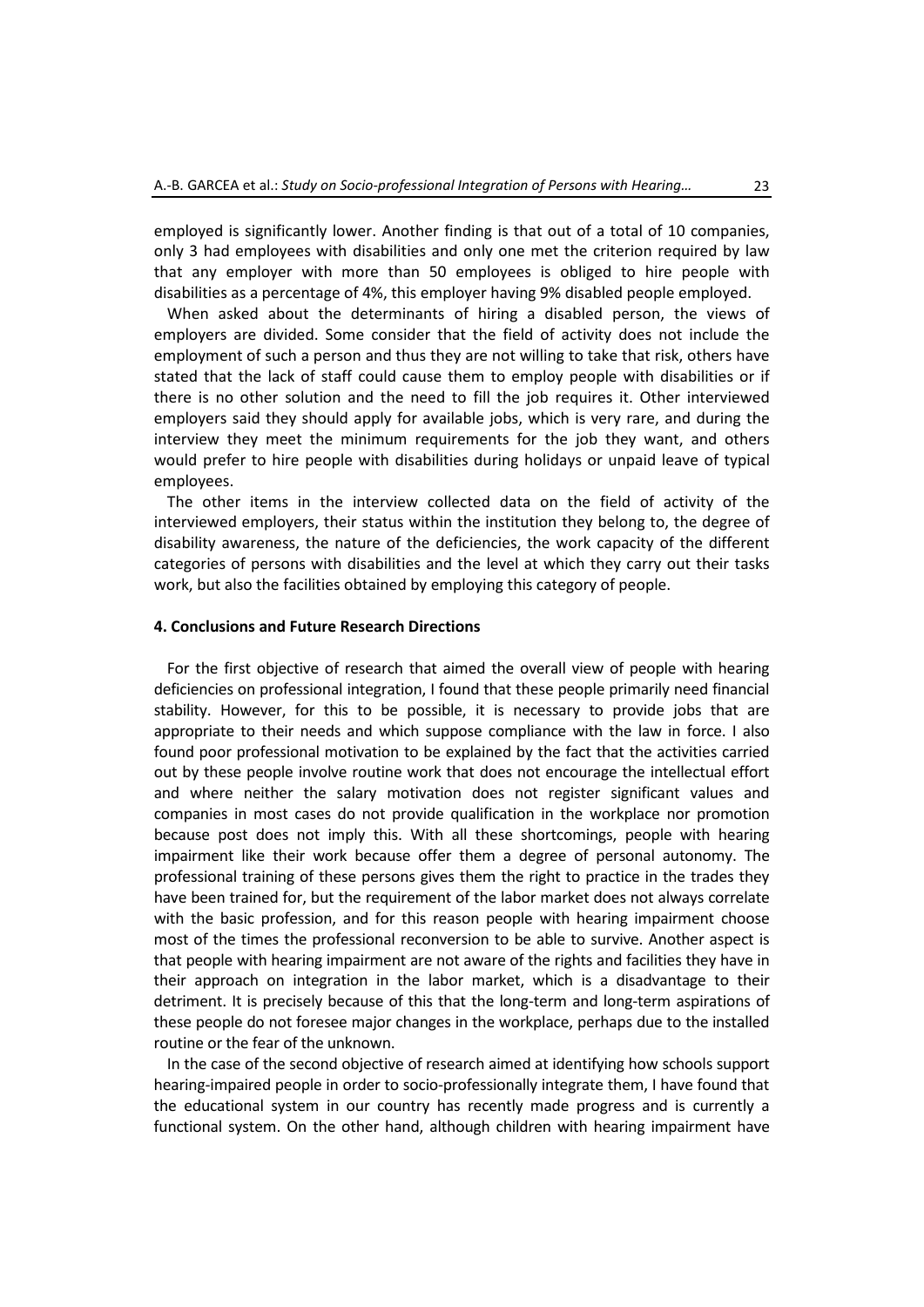employed is significantly lower. Another finding is that out of a total of 10 companies, only 3 had employees with disabilities and only one met the criterion required by law that any employer with more than 50 employees is obliged to hire people with disabilities as a percentage of 4%, this employer having 9% disabled people employed.

When asked about the determinants of hiring a disabled person, the views of employers are divided. Some consider that the field of activity does not include the employment of such a person and thus they are not willing to take that risk, others have stated that the lack of staff could cause them to employ people with disabilities or if there is no other solution and the need to fill the job requires it. Other interviewed employers said they should apply for available jobs, which is very rare, and during the interview they meet the minimum requirements for the job they want, and others would prefer to hire people with disabilities during holidays or unpaid leave of typical employees.

The other items in the interview collected data on the field of activity of the interviewed employers, their status within the institution they belong to, the degree of disability awareness, the nature of the deficiencies, the work capacity of the different categories of persons with disabilities and the level at which they carry out their tasks work, but also the facilities obtained by employing this category of people.

## 4. Conclusions and Future Research Directions

For the first objective of research that aimed the overall view of people with hearing deficiencies on professional integration, I found that these people primarily need financial stability. However, for this to be possible, it is necessary to provide jobs that are appropriate to their needs and which suppose compliance with the law in force. I also found poor professional motivation to be explained by the fact that the activities carried out by these people involve routine work that does not encourage the intellectual effort and where neither the salary motivation does not register significant values and companies in most cases do not provide qualification in the workplace nor promotion because post does not imply this. With all these shortcomings, people with hearing impairment like their work because offer them a degree of personal autonomy. The professional training of these persons gives them the right to practice in the trades they have been trained for, but the requirement of the labor market does not always correlate with the basic profession, and for this reason people with hearing impairment choose most of the times the professional reconversion to be able to survive. Another aspect is that people with hearing impairment are not aware of the rights and facilities they have in their approach on integration in the labor market, which is a disadvantage to their detriment. It is precisely because of this that the long-term and long-term aspirations of these people do not foresee major changes in the workplace, perhaps due to the installed routine or the fear of the unknown.

In the case of the second objective of research aimed at identifying how schools support hearing-impaired people in order to socio-professionally integrate them, I have found that the educational system in our country has recently made progress and is currently a functional system. On the other hand, although children with hearing impairment have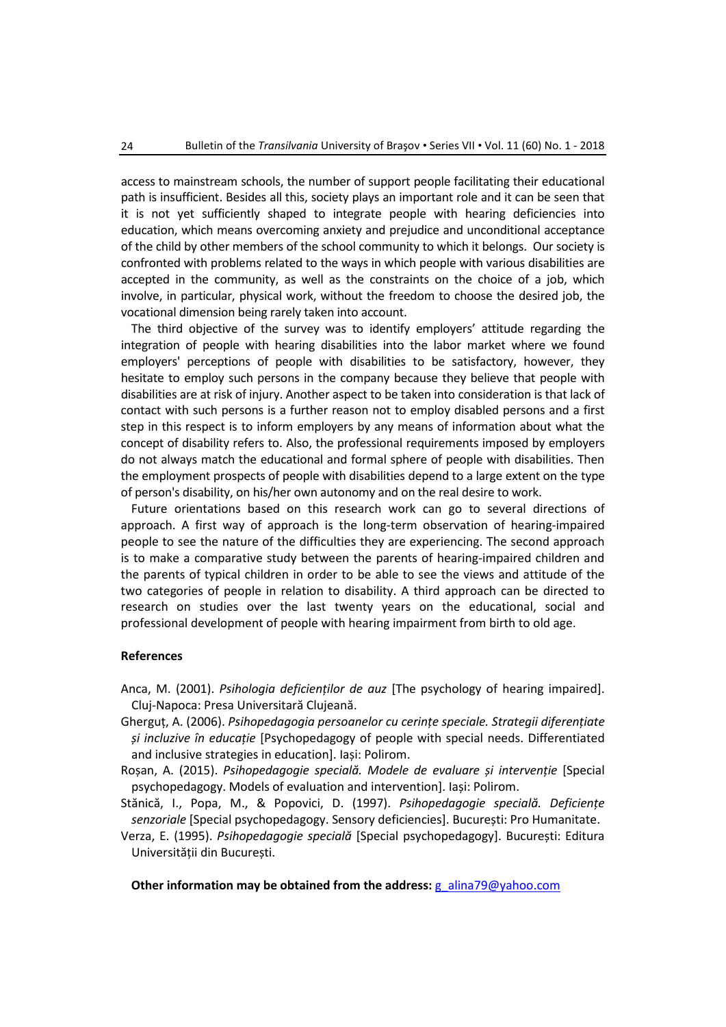access to mainstream schools, the number of support people facilitating their educational path is insufficient. Besides all this, society plays an important role and it can be seen that it is not yet sufficiently shaped to integrate people with hearing deficiencies into education, which means overcoming anxiety and prejudice and unconditional acceptance of the child by other members of the school community to which it belongs. Our society is confronted with problems related to the ways in which people with various disabilities are accepted in the community, as well as the constraints on the choice of a job, which involve, in particular, physical work, without the freedom to choose the desired job, the vocational dimension being rarely taken into account.

The third objective of the survey was to identify employers' attitude regarding the integration of people with hearing disabilities into the labor market where we found employers' perceptions of people with disabilities to be satisfactory, however, they hesitate to employ such persons in the company because they believe that people with disabilities are at risk of injury. Another aspect to be taken into consideration is that lack of contact with such persons is a further reason not to employ disabled persons and a first step in this respect is to inform employers by any means of information about what the concept of disability refers to. Also, the professional requirements imposed by employers do not always match the educational and formal sphere of people with disabilities. Then the employment prospects of people with disabilities depend to a large extent on the type of person's disability, on his/her own autonomy and on the real desire to work.

Future orientations based on this research work can go to several directions of approach. A first way of approach is the long-term observation of hearing-impaired people to see the nature of the difficulties they are experiencing. The second approach is to make a comparative study between the parents of hearing-impaired children and the parents of typical children in order to be able to see the views and attitude of the two categories of people in relation to disability. A third approach can be directed to research on studies over the last twenty years on the educational, social and professional development of people with hearing impairment from birth to old age.

## References

Anca, M. (2001). *Psihologia deficienților de auz* [The psychology of hearing impaired]. Cluj-Napoca: Presa Universitară Clujeană.

Gherguț, A. (2006). *Psihopedagogia persoanelor cu cerințe speciale. Strategii diferențiate și incluzive în educație* [Psychopedagogy of people with special needs. Differentiated and inclusive strategies in education]. Iași: Polirom.

Roșan, A. (2015). *Psihopedagogie specială. Modele de evaluare și intervenție* [Special psychopedagogy. Models of evaluation and intervention]. Iași: Polirom.

Stănică, I., Popa, M., & Popovici, D. (1997). *Psihopedagogie specială. Deficiențe senzoriale* [Special psychopedagogy. Sensory deficiencies]. București: Pro Humanitate.

Verza, E. (1995). *Psihopedagogie specială* [Special psychopedagogy]. București: Editura Universității din București.

**Other information may be obtained from the address:** g_alina79@yahoo.com